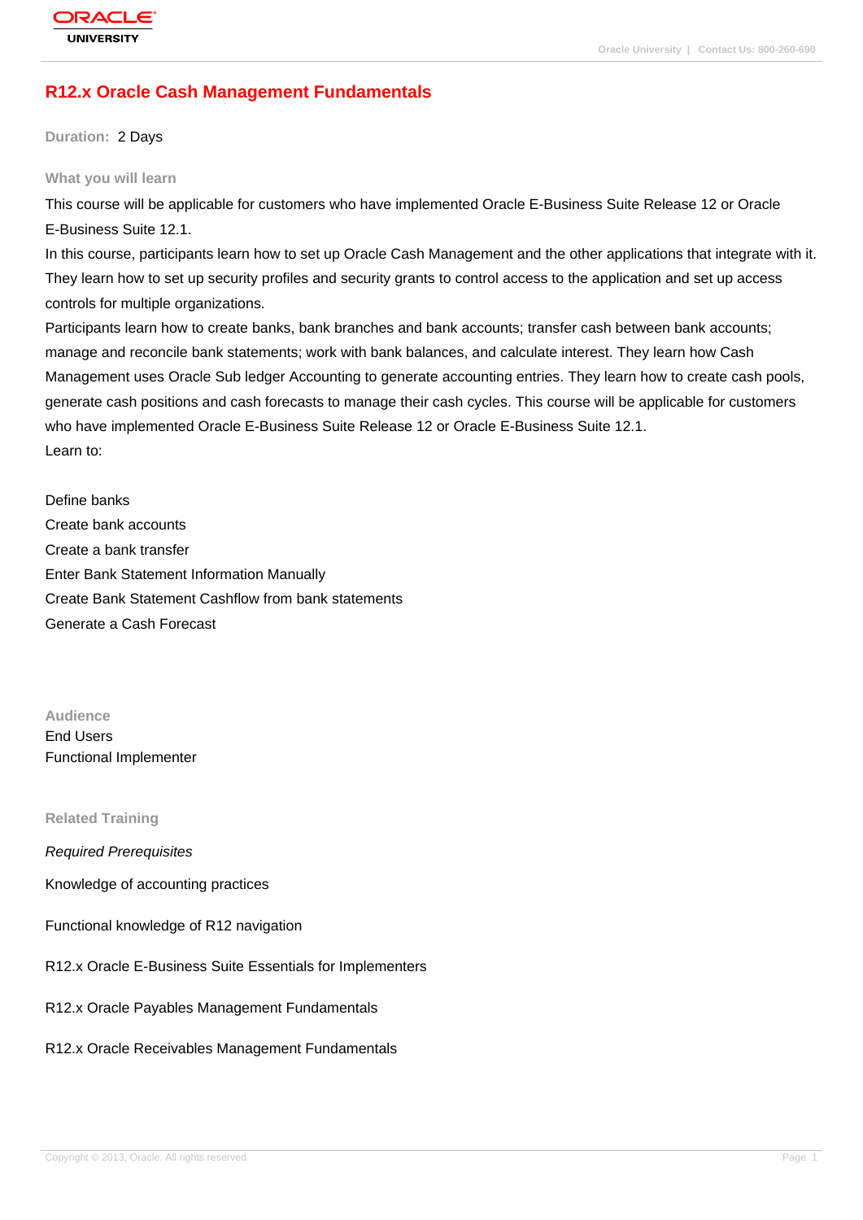# R12.x Oracle Cash Management Fundamentals

**Duration:** 2 Days

## What you will learn

This course will be applicable for customers who have implemented Oracle E-Business Suite Release 12 or Oracle E-Business Suite 12.1.

In this course, participants learn how to set up Oracle Cash Management and the other applications that integrate with it. They learn how to set up security profiles and security grants to control access to the application and set up access controls for multiple organizations.

Participants learn how to create banks, bank branches and bank accounts; transfer cash between bank accounts; manage and reconcile bank statements; work with bank balances, and calculate interest. They learn how Cash Management uses Oracle Sub ledger Accounting to generate accounting entries. They learn how to create cash pools, generate cash positions and cash forecasts to manage their cash cycles. This course will be applicable for customers who have implemented Oracle E-Business Suite Release 12 or Oracle E-Business Suite 12.1.

Learn to:

Define banks
Create bank accounts
Create a bank transfer
Enter Bank Statement Information Manually
Create Bank Statement Cashflow from bank statements
Generate a Cash Forecast

## Audience

End Users
Functional Implementer

## Related Training

*Required Prerequisites*

Knowledge of accounting practices

Functional knowledge of R12 navigation

R12.x Oracle E-Business Suite Essentials for Implementers

R12.x Oracle Payables Management Fundamentals

R12.x Oracle Receivables Management Fundamentals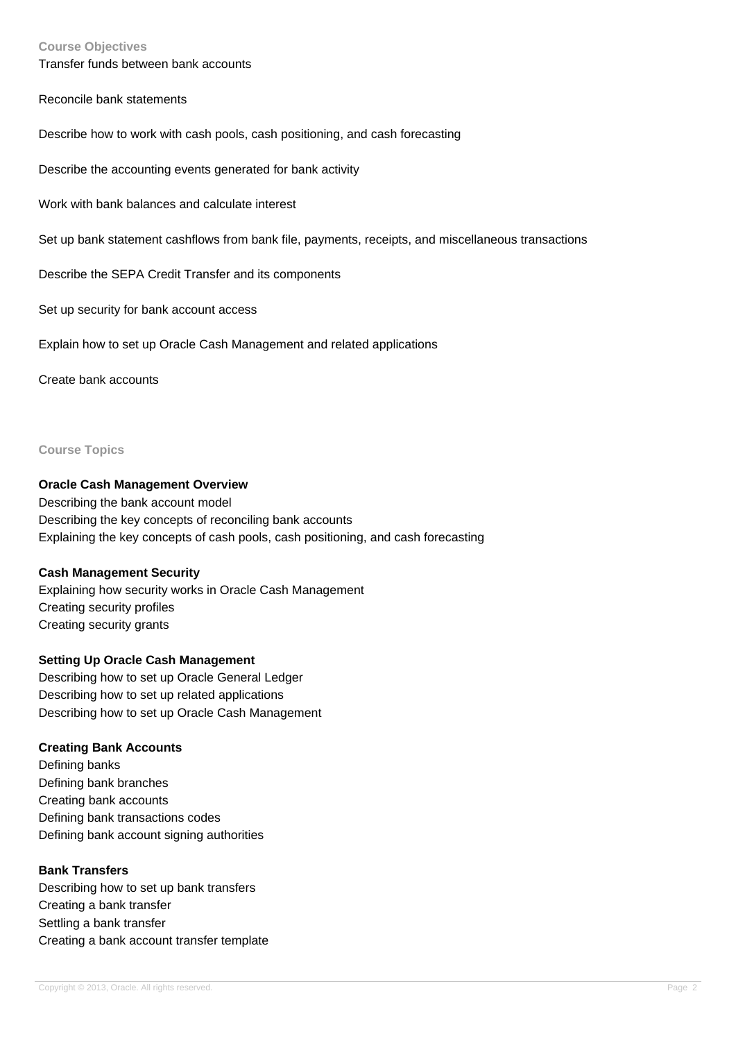## Course Objectives

Transfer funds between bank accounts

Reconcile bank statements

Describe how to work with cash pools, cash positioning, and cash forecasting

Describe the accounting events generated for bank activity

Work with bank balances and calculate interest

Set up bank statement cashflows from bank file, payments, receipts, and miscellaneous transactions

Describe the SEPA Credit Transfer and its components

Set up security for bank account access

Explain how to set up Oracle Cash Management and related applications

Create bank accounts

## Course Topics

**Oracle Cash Management Overview**

Describing the bank account model
Describing the key concepts of reconciling bank accounts
Explaining the key concepts of cash pools, cash positioning, and cash forecasting

**Cash Management Security**

Explaining how security works in Oracle Cash Management
Creating security profiles
Creating security grants

**Setting Up Oracle Cash Management**

Describing how to set up Oracle General Ledger
Describing how to set up related applications
Describing how to set up Oracle Cash Management

**Creating Bank Accounts**

Defining banks
Defining bank branches
Creating bank accounts
Defining bank transactions codes
Defining bank account signing authorities

**Bank Transfers**

Describing how to set up bank transfers
Creating a bank transfer
Settling a bank transfer
Creating a bank account transfer template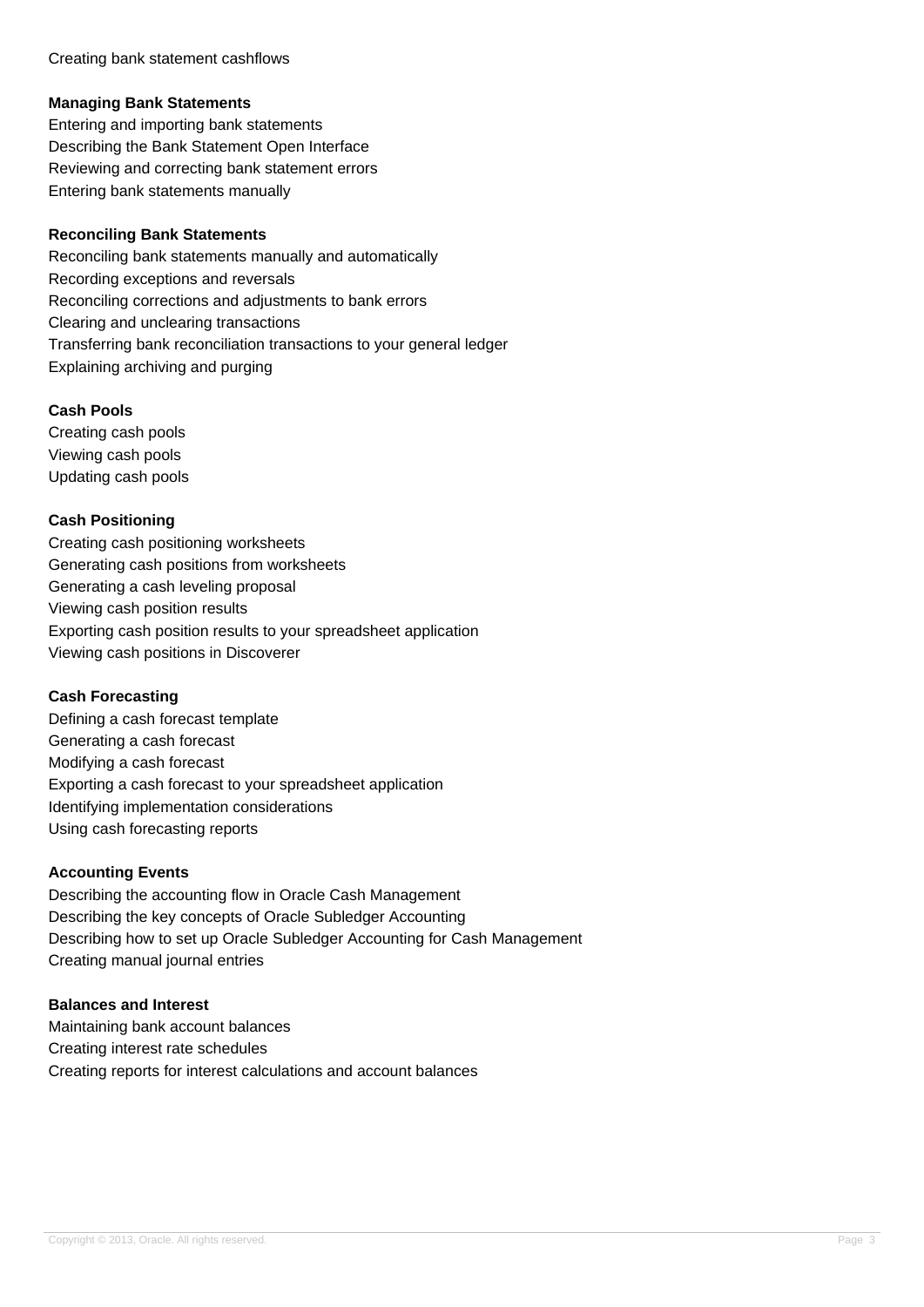Creating bank statement cashflows

**Managing Bank Statements**

Entering and importing bank statements
Describing the Bank Statement Open Interface
Reviewing and correcting bank statement errors
Entering bank statements manually

**Reconciling Bank Statements**

Reconciling bank statements manually and automatically
Recording exceptions and reversals
Reconciling corrections and adjustments to bank errors
Clearing and unclearing transactions
Transferring bank reconciliation transactions to your general ledger
Explaining archiving and purging

**Cash Pools**

Creating cash pools
Viewing cash pools
Updating cash pools

**Cash Positioning**

Creating cash positioning worksheets
Generating cash positions from worksheets
Generating a cash leveling proposal
Viewing cash position results
Exporting cash position results to your spreadsheet application
Viewing cash positions in Discoverer

**Cash Forecasting**

Defining a cash forecast template
Generating a cash forecast
Modifying a cash forecast
Exporting a cash forecast to your spreadsheet application
Identifying implementation considerations
Using cash forecasting reports

**Accounting Events**

Describing the accounting flow in Oracle Cash Management
Describing the key concepts of Oracle Subledger Accounting
Describing how to set up Oracle Subledger Accounting for Cash Management
Creating manual journal entries

**Balances and Interest**

Maintaining bank account balances
Creating interest rate schedules
Creating reports for interest calculations and account balances